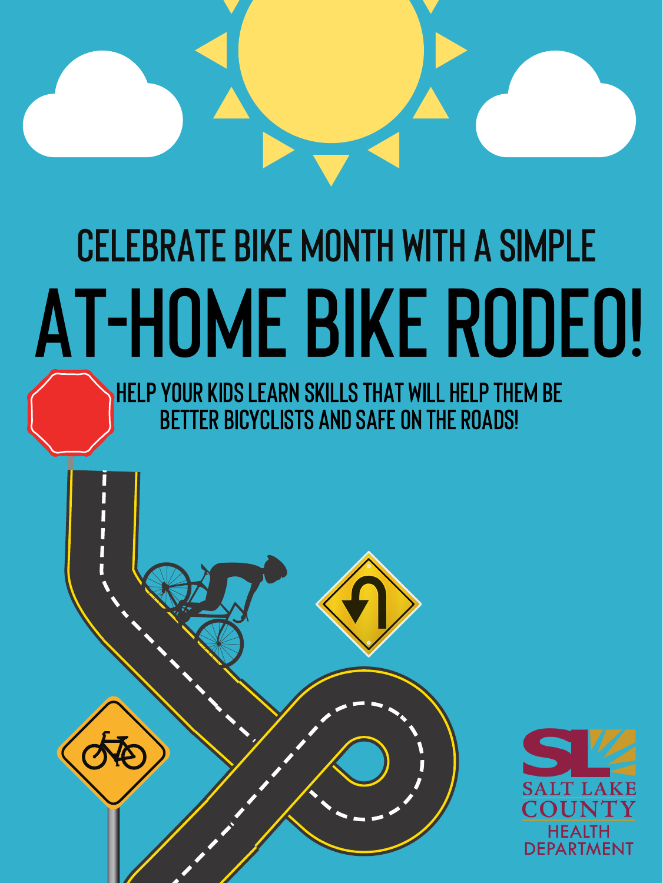## CELEBRATE BIKE MONTH WITH A SIMPLE

# AT-HOME BIKE RODEO!

HELP YOUR KIDS LEARN SKILLS THAT WILL HELP THEM BE BETTER BICYCLISTS AND SAFE ON THE ROADS!

SALT LAKE COUNTY HEALTH DEPARTMENT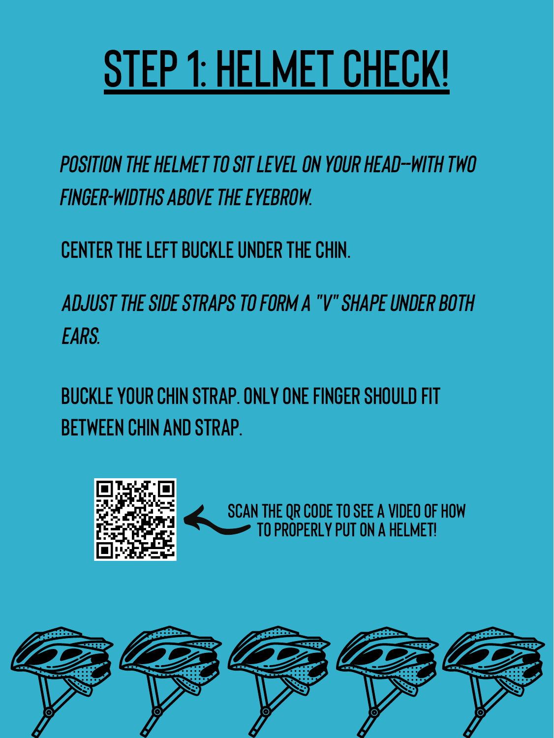# STEP 1: HELMET CHECK!

*POSITION THE HELMET TO SIT LEVEL ON YOUR HEAD--WITH TWO FINGER-WIDTHS ABOVE THE EYEBROW.*

CENTER THE LEFT BUCKLE UNDER THE CHIN.

*ADJUST THE SIDE STRAPS TO FORM A "V" SHAPE UNDER BOTH EARS.*

BUCKLE YOUR CHIN STRAP. ONLY ONE FINGER SHOULD FIT BETWEEN CHIN AND STRAP.

SCAN THE QR CODE TO SEE A VIDEO OF HOW TO PROPERLY PUT ON A HELMET!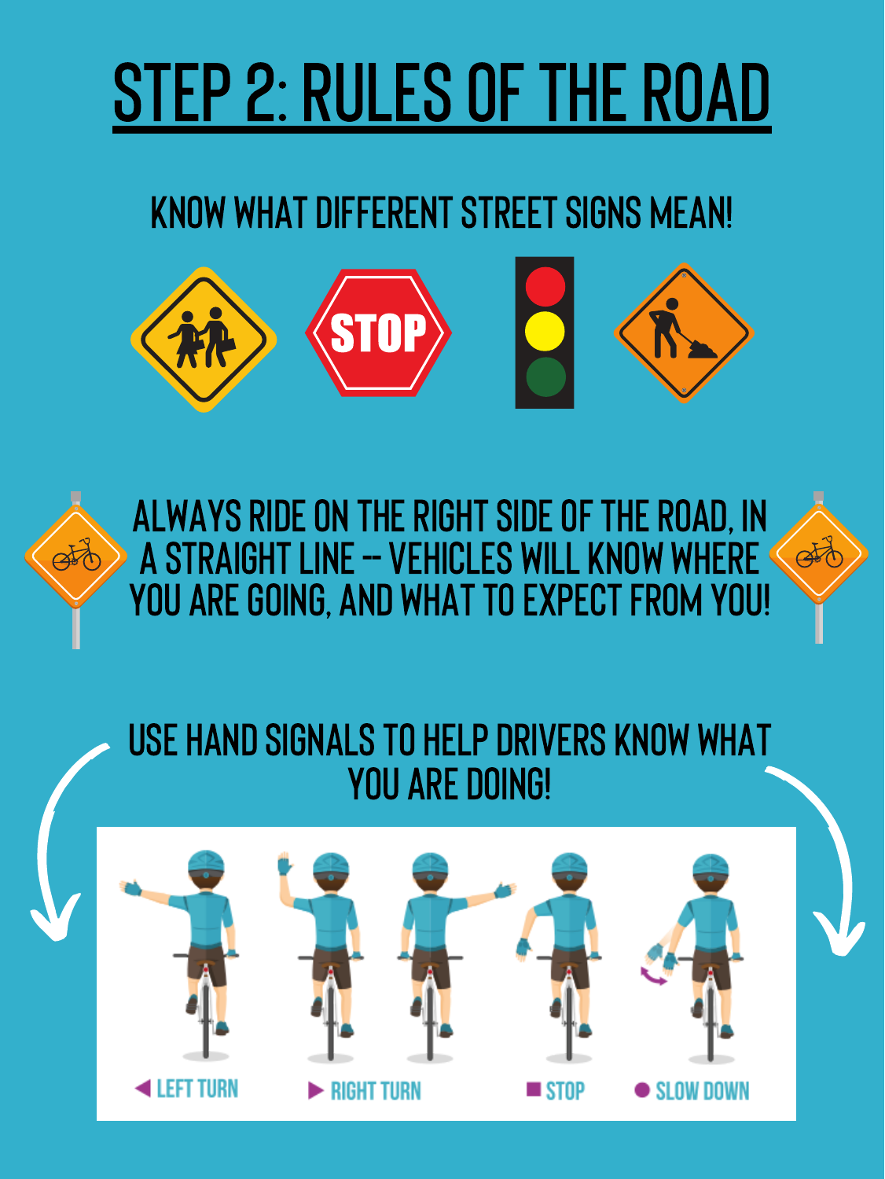# STEP 2: RULES OF THE ROAD

KNOW WHAT DIFFERENT STREET SIGNS MEAN!

ALWAYS RIDE ON THE RIGHT SIDE OF THE ROAD, IN A STRAIGHT LINE -- VEHICLES WILL KNOW WHERE YOU ARE GOING, AND WHAT TO EXPECT FROM YOU!

USE HAND SIGNALS TO HELP DRIVERS KNOW WHAT YOU ARE DOING!

◀ LEFT TURN ▶ RIGHT TURN ■ STOP ● SLOW DOWN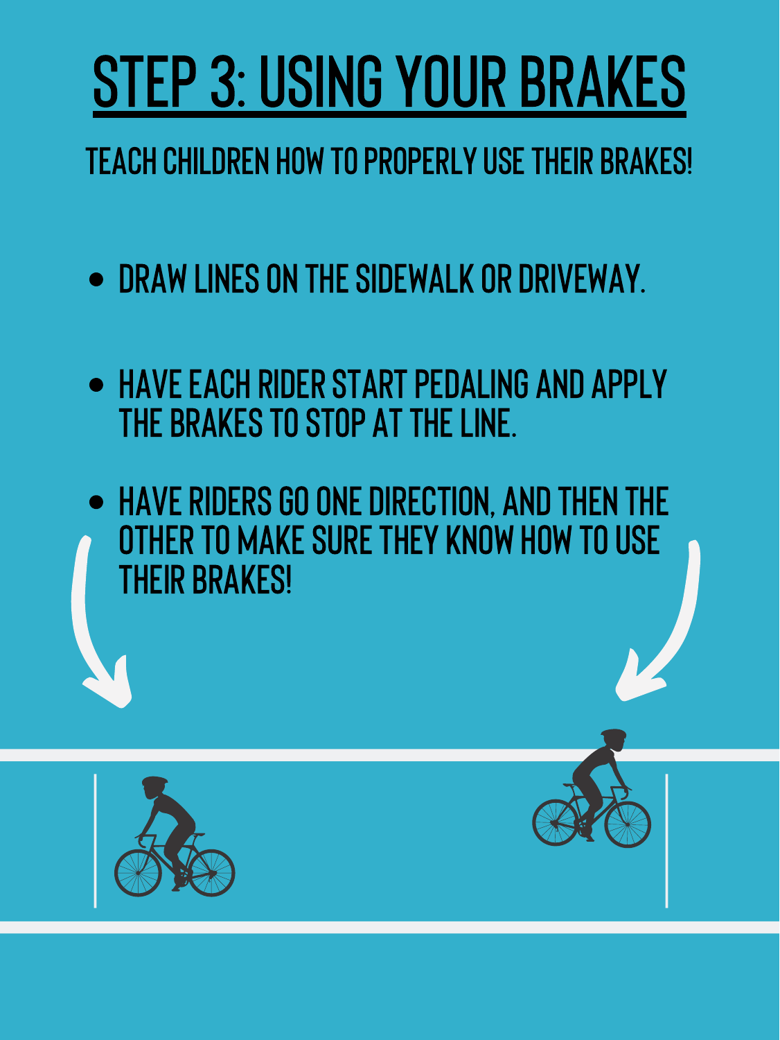# STEP 3: USING YOUR BRAKES

## TEACH CHILDREN HOW TO PROPERLY USE THEIR BRAKES!

- DRAW LINES ON THE SIDEWALK OR DRIVEWAY.
- HAVE EACH RIDER START PEDALING AND APPLY THE BRAKES TO STOP AT THE LINE.
- HAVE RIDERS GO ONE DIRECTION, AND THEN THE OTHER TO MAKE SURE THEY KNOW HOW TO USE THEIR BRAKES!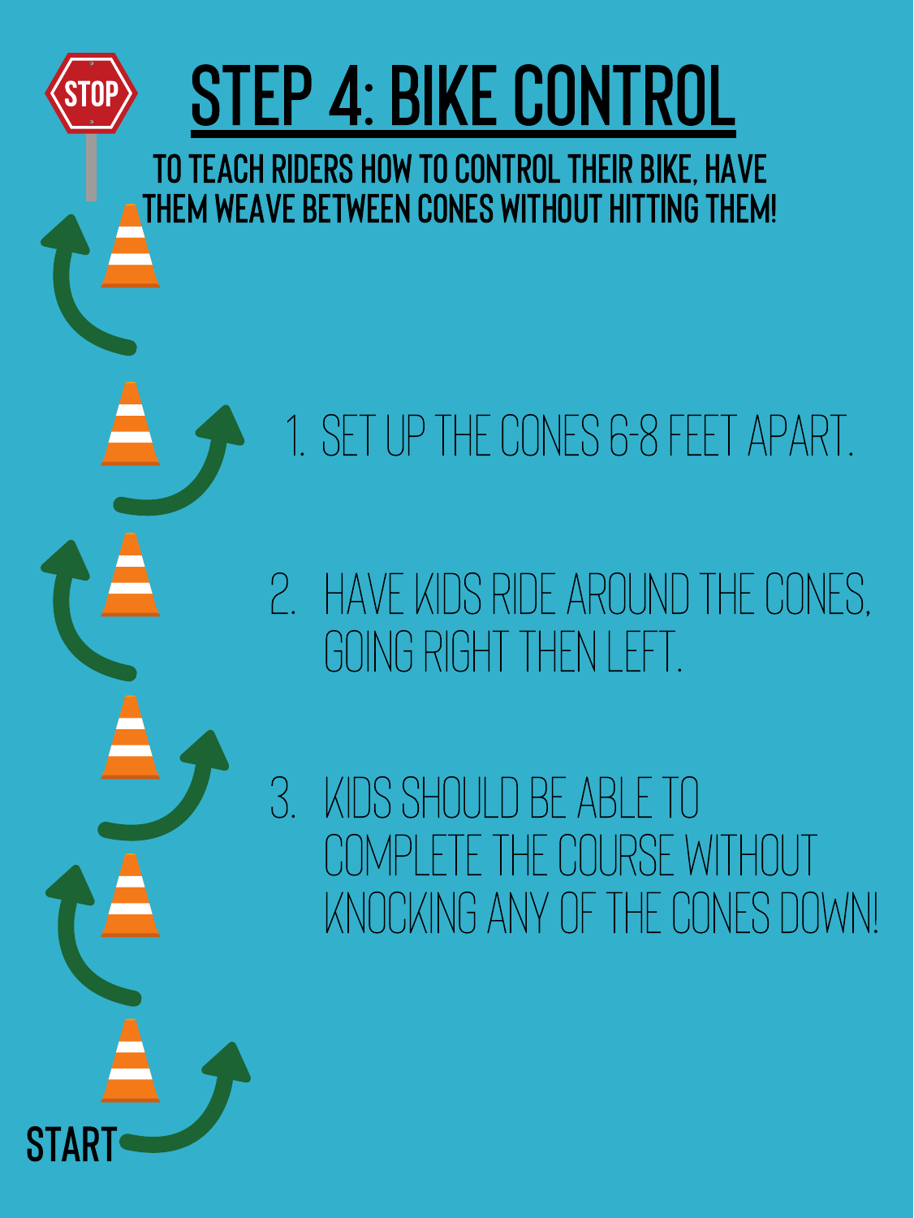# STEP 4: BIKE CONTROL

**TO TEACH RIDERS HOW TO CONTROL THEIR BIKE, HAVE THEM WEAVE BETWEEN CONES WITHOUT HITTING THEM!**

1. SET UP THE CONES 6-8 FEET APART.
2. HAVE KIDS RIDE AROUND THE CONES, GOING RIGHT THEN LEFT.
3. KIDS SHOULD BE ABLE TO COMPLETE THE COURSE WITHOUT KNOCKING ANY OF THE CONES DOWN!

STOP

START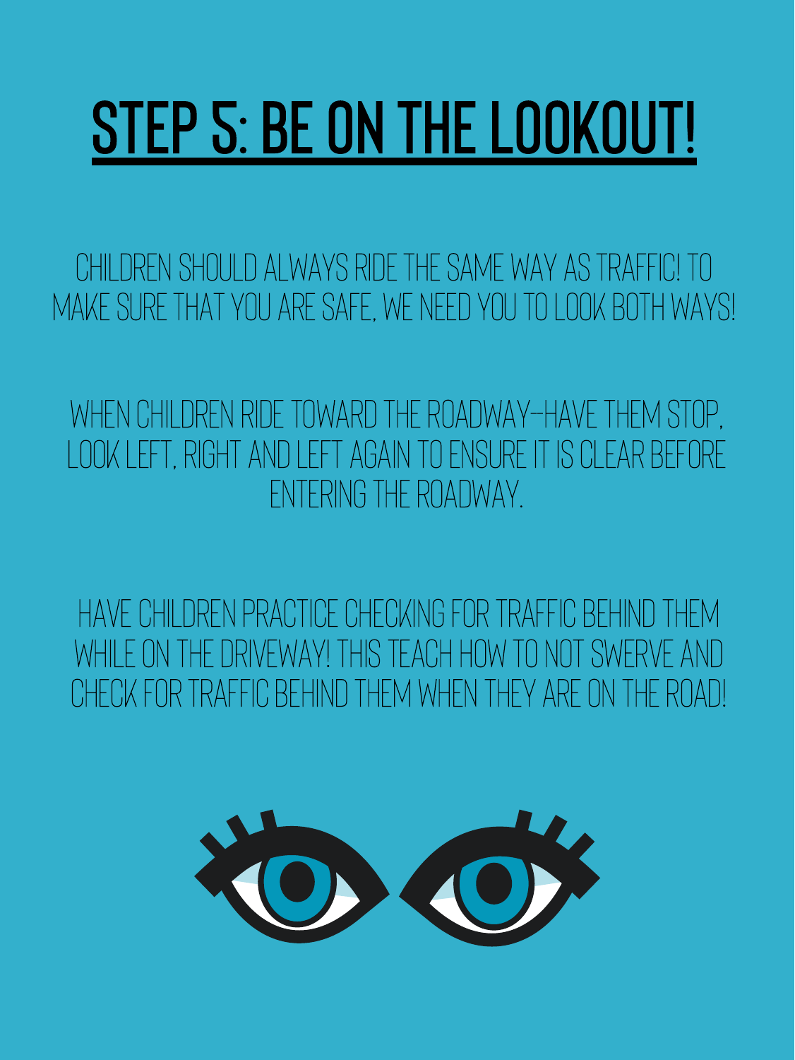# STEP 5: BE ON THE LOOKOUT!

CHILDREN SHOULD ALWAYS RIDE THE SAME WAY AS TRAFFIC! TO MAKE SURE THAT YOU ARE SAFE, WE NEED YOU TO LOOK BOTH WAYS!

WHEN CHILDREN RIDE TOWARD THE ROADWAY--HAVE THEM STOP, LOOK LEFT, RIGHT AND LEFT AGAIN TO ENSURE IT IS CLEAR BEFORE ENTERING THE ROADWAY.

HAVE CHILDREN PRACTICE CHECKING FOR TRAFFIC BEHIND THEM WHILE ON THE DRIVEWAY! THIS TEACH HOW TO NOT SWERVE AND CHECK FOR TRAFFIC BEHIND THEM WHEN THEY ARE ON THE ROAD!